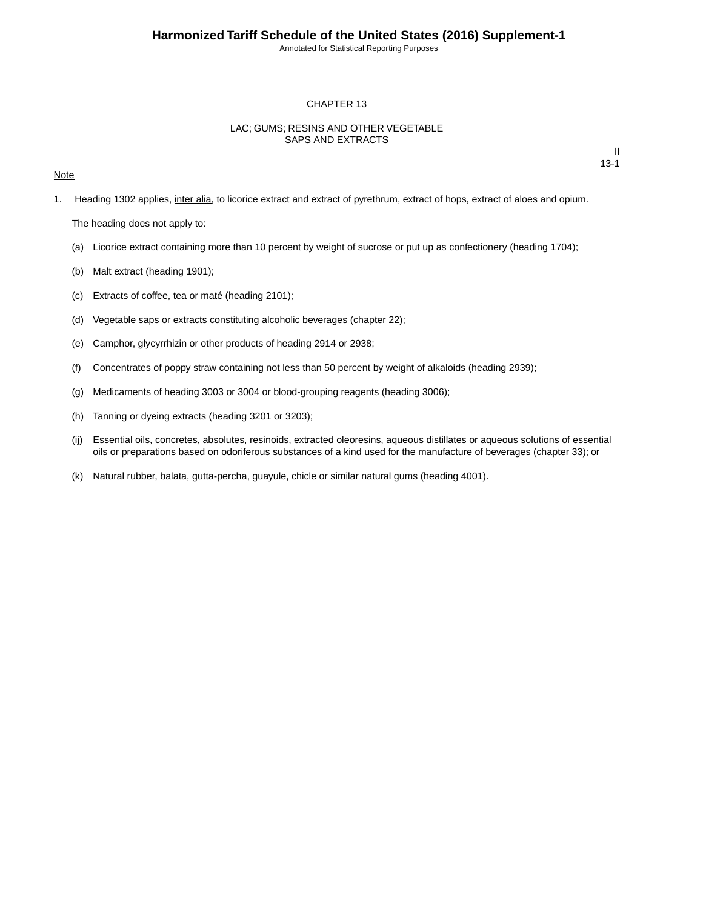# CHAPTER 13

## LAC; GUMS; RESINS AND OTHER VEGETABLE SAPS AND EXTRACTS

II
13-1

Note

1. Heading 1302 applies, inter alia, to licorice extract and extract of pyrethrum, extract of hops, extract of aloes and opium.

   The heading does not apply to:

   (a) Licorice extract containing more than 10 percent by weight of sucrose or put up as confectionery (heading 1704);

   (b) Malt extract (heading 1901);

   (c) Extracts of coffee, tea or maté (heading 2101);

   (d) Vegetable saps or extracts constituting alcoholic beverages (chapter 22);

   (e) Camphor, glycyrrhizin or other products of heading 2914 or 2938;

   (f) Concentrates of poppy straw containing not less than 50 percent by weight of alkaloids (heading 2939);

   (g) Medicaments of heading 3003 or 3004 or blood-grouping reagents (heading 3006);

   (h) Tanning or dyeing extracts (heading 3201 or 3203);

   (ij) Essential oils, concretes, absolutes, resinoids, extracted oleoresins, aqueous distillates or aqueous solutions of essential oils or preparations based on odoriferous substances of a kind used for the manufacture of beverages (chapter 33); or

   (k) Natural rubber, balata, gutta-percha, guayule, chicle or similar natural gums (heading 4001).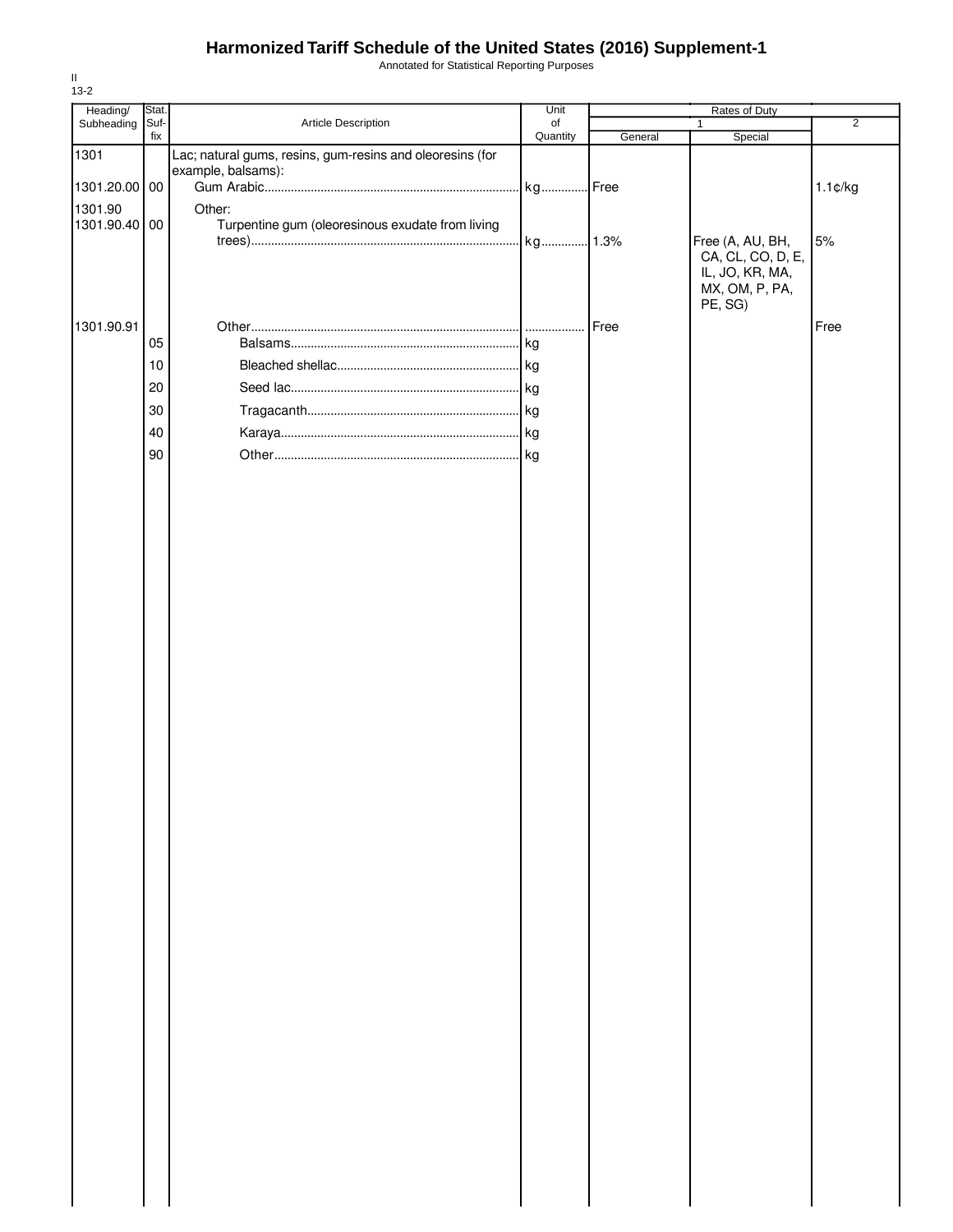# Harmonized Tariff Schedule of the United States (2016) Supplement-1

Annotated for Statistical Reporting Purposes

II
13-2

| Heading/ Subheading | Stat. Suf-fix | Article Description | Unit of Quantity | Rates of Duty 1 General | Rates of Duty 1 Special | Rates of Duty 2 |
|---|---|---|---|---|---|---|
| 1301 | | Lac; natural gums, resins, gum-resins and oleoresins (for example, balsams): | | | | |
| 1301.20.00 | 00 | Gum Arabic | kg | Free | | 1.1¢/kg |
| 1301.90 | | Other: | | | | |
| 1301.90.40 | 00 | Turpentine gum (oleoresinous exudate from living trees) | kg | 1.3% | Free (A, AU, BH, CA, CL, CO, D, E, IL, JO, KR, MA, MX, OM, P, PA, PE, SG) | 5% |
| 1301.90.91 | | Other | | Free | | Free |
| | 05 | Balsams | kg | | | |
| | 10 | Bleached shellac | kg | | | |
| | 20 | Seed lac | kg | | | |
| | 30 | Tragacanth | kg | | | |
| | 40 | Karaya | kg | | | |
| | 90 | Other | kg | | | |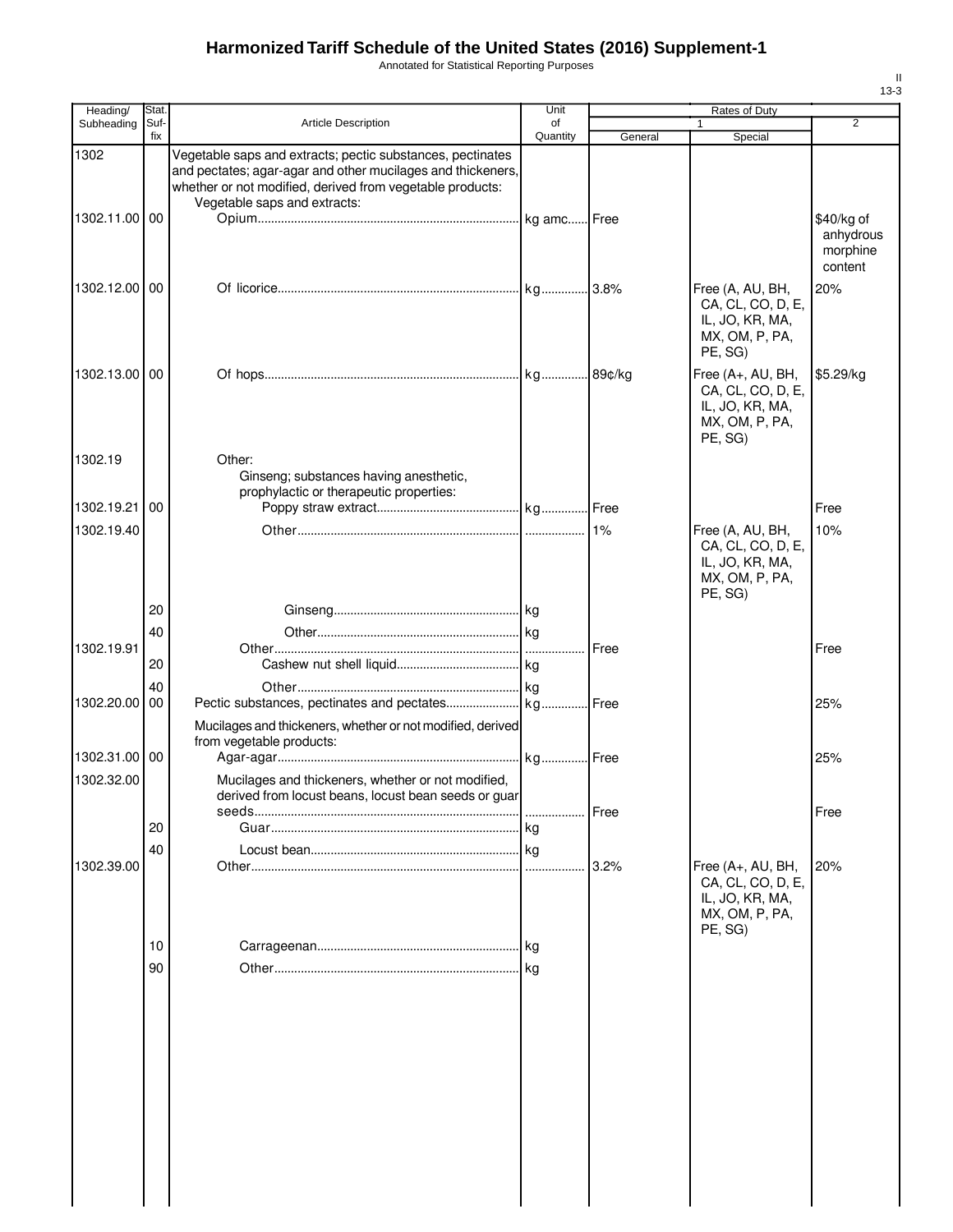# Harmonized Tariff Schedule of the United States (2016) Supplement-1

Annotated for Statistical Reporting Purposes

II
13-3

| Heading/ Subheading | Stat. Suf-fix | Article Description | Unit of Quantity | Rates of Duty 1 General | Rates of Duty 1 Special | Rates of Duty 2 |
|---|---|---|---|---|---|---|
| 1302 | | Vegetable saps and extracts; pectic substances, pectinates and pectates; agar-agar and other mucilages and thickeners, whether or not modified, derived from vegetable products: | | | | |
| | | Vegetable saps and extracts: | | | | |
| 1302.11.00 | 00 | Opium | kg amc | Free | | $40/kg of anhydrous morphine content |
| 1302.12.00 | 00 | Of licorice | kg | 3.8% | Free (A, AU, BH, CA, CL, CO, D, E, IL, JO, KR, MA, MX, OM, P, PA, PE, SG) | 20% |
| 1302.13.00 | 00 | Of hops | kg | 89¢/kg | Free (A+, AU, BH, CA, CL, CO, D, E, IL, JO, KR, MA, MX, OM, P, PA, PE, SG) | $5.29/kg |
| 1302.19 | | Other: | | | | |
| | | Ginseng; substances having anesthetic, prophylactic or therapeutic properties: | | | | |
| 1302.19.21 | 00 | Poppy straw extract | kg | Free | | Free |
| 1302.19.40 | | Other | | 1% | Free (A, AU, BH, CA, CL, CO, D, E, IL, JO, KR, MA, MX, OM, P, PA, PE, SG) | 10% |
| | 20 | Ginseng | kg | | | |
| | 40 | Other | kg | | | |
| 1302.19.91 | | Other | | Free | | Free |
| | 20 | Cashew nut shell liquid | kg | | | |
| | 40 | Other | kg | | | |
| 1302.20.00 | 00 | Pectic substances, pectinates and pectates | kg | Free | | 25% |
| | | Mucilages and thickeners, whether or not modified, derived from vegetable products: | | | | |
| 1302.31.00 | 00 | Agar-agar | kg | Free | | 25% |
| 1302.32.00 | | Mucilages and thickeners, whether or not modified, derived from locust beans, locust bean seeds or guar seeds | | Free | | Free |
| | 20 | Guar | kg | | | |
| | 40 | Locust bean | kg | | | |
| 1302.39.00 | | Other | | 3.2% | Free (A+, AU, BH, CA, CL, CO, D, E, IL, JO, KR, MA, MX, OM, P, PA, PE, SG) | 20% |
| | 10 | Carrageenan | kg | | | |
| | 90 | Other | kg | | | |